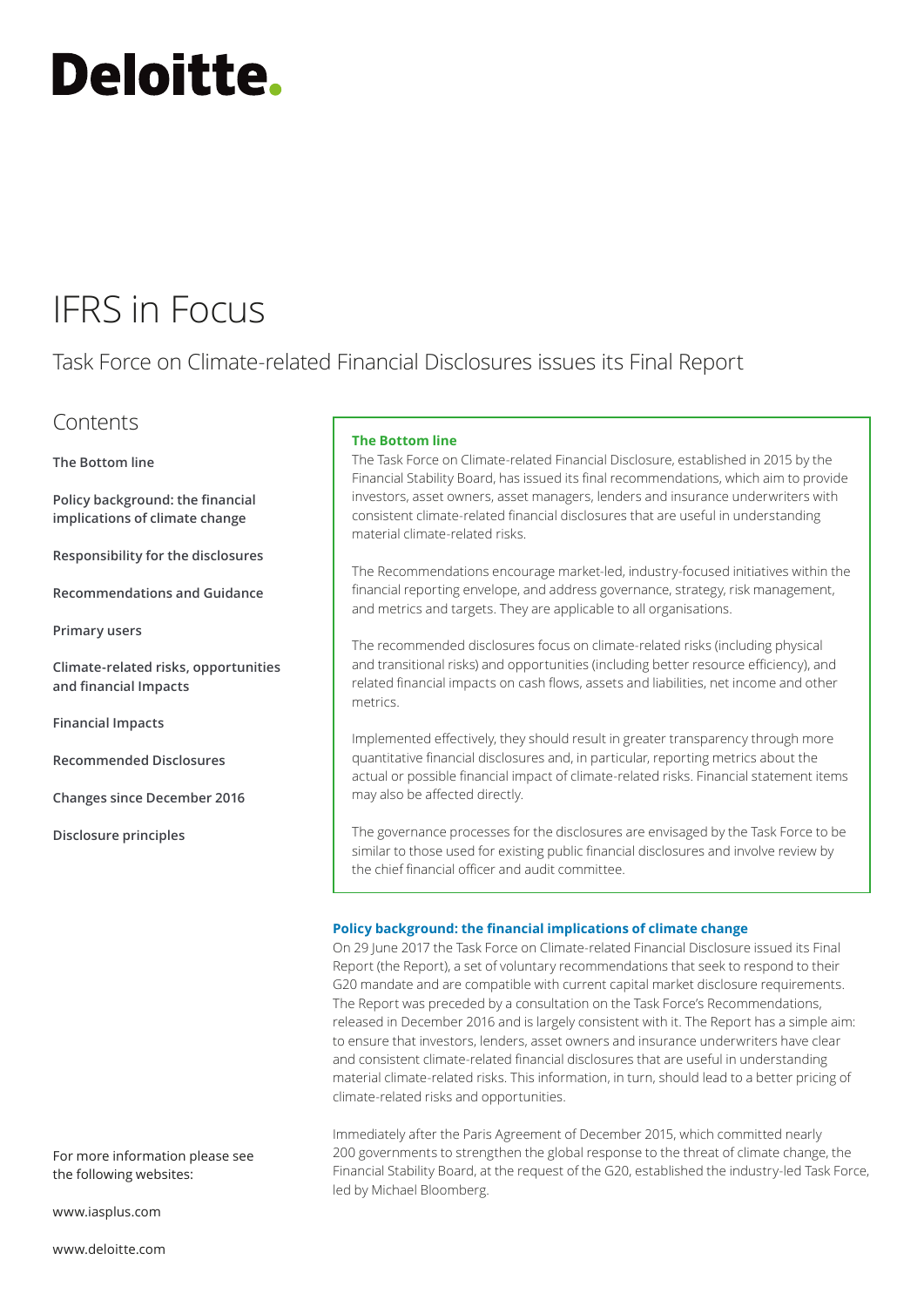# Deloitte.

# IFRS in Focus

## Task Force on Climate-related Financial Disclosures issues its Final Report

### Contents

The Bottom line

Policy background: the financial implications of climate change

Responsibility for the disclosures

Recommendations and Guidance

Primary users

Climate-related risks, opportunities and financial Impacts

Financial Impacts

Recommended Disclosures

Changes since December 2016

Disclosure principles

For more information please see the following websites:

www.iasplus.com

www.deloitte.com

### The Bottom line

The Task Force on Climate-related Financial Disclosure, established in 2015 by the Financial Stability Board, has issued its final recommendations, which aim to provide investors, asset owners, asset managers, lenders and insurance underwriters with consistent climate-related financial disclosures that are useful in understanding material climate-related risks.

The Recommendations encourage market-led, industry-focused initiatives within the financial reporting envelope, and address governance, strategy, risk management, and metrics and targets. They are applicable to all organisations.

The recommended disclosures focus on climate-related risks (including physical and transitional risks) and opportunities (including better resource efficiency), and related financial impacts on cash flows, assets and liabilities, net income and other metrics.

Implemented effectively, they should result in greater transparency through more quantitative financial disclosures and, in particular, reporting metrics about the actual or possible financial impact of climate-related risks. Financial statement items may also be affected directly.

The governance processes for the disclosures are envisaged by the Task Force to be similar to those used for existing public financial disclosures and involve review by the chief financial officer and audit committee.

### Policy background: the financial implications of climate change

On 29 June 2017 the Task Force on Climate-related Financial Disclosure issued its Final Report (the Report), a set of voluntary recommendations that seek to respond to their G20 mandate and are compatible with current capital market disclosure requirements. The Report was preceded by a consultation on the Task Force's Recommendations, released in December 2016 and is largely consistent with it. The Report has a simple aim: to ensure that investors, lenders, asset owners and insurance underwriters have clear and consistent climate-related financial disclosures that are useful in understanding material climate-related risks. This information, in turn, should lead to a better pricing of climate-related risks and opportunities.

Immediately after the Paris Agreement of December 2015, which committed nearly 200 governments to strengthen the global response to the threat of climate change, the Financial Stability Board, at the request of the G20, established the industry-led Task Force, led by Michael Bloomberg.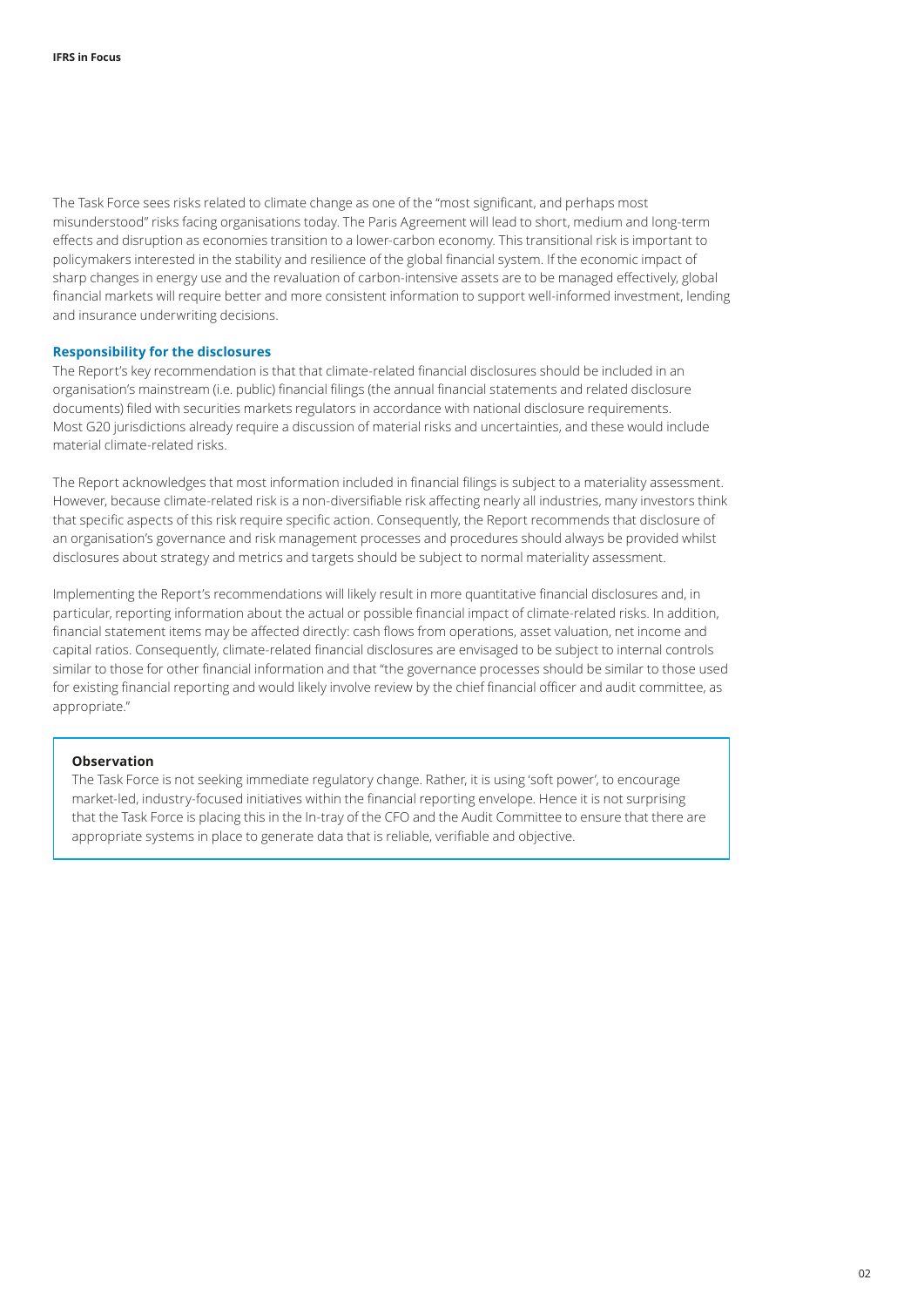The Task Force sees risks related to climate change as one of the "most significant, and perhaps most misunderstood" risks facing organisations today. The Paris Agreement will lead to short, medium and long-term effects and disruption as economies transition to a lower-carbon economy. This transitional risk is important to policymakers interested in the stability and resilience of the global financial system. If the economic impact of sharp changes in energy use and the revaluation of carbon-intensive assets are to be managed effectively, global financial markets will require better and more consistent information to support well-informed investment, lending and insurance underwriting decisions.

### Responsibility for the disclosures

The Report's key recommendation is that that climate-related financial disclosures should be included in an organisation's mainstream (i.e. public) financial filings (the annual financial statements and related disclosure documents) filed with securities markets regulators in accordance with national disclosure requirements. Most G20 jurisdictions already require a discussion of material risks and uncertainties, and these would include material climate-related risks.

The Report acknowledges that most information included in financial filings is subject to a materiality assessment. However, because climate-related risk is a non-diversifiable risk affecting nearly all industries, many investors think that specific aspects of this risk require specific action. Consequently, the Report recommends that disclosure of an organisation's governance and risk management processes and procedures should always be provided whilst disclosures about strategy and metrics and targets should be subject to normal materiality assessment.

Implementing the Report's recommendations will likely result in more quantitative financial disclosures and, in particular, reporting information about the actual or possible financial impact of climate-related risks. In addition, financial statement items may be affected directly: cash flows from operations, asset valuation, net income and capital ratios. Consequently, climate-related financial disclosures are envisaged to be subject to internal controls similar to those for other financial information and that "the governance processes should be similar to those used for existing financial reporting and would likely involve review by the chief financial officer and audit committee, as appropriate."

> **Observation**
>
> The Task Force is not seeking immediate regulatory change. Rather, it is using 'soft power', to encourage market-led, industry-focused initiatives within the financial reporting envelope. Hence it is not surprising that the Task Force is placing this in the In-tray of the CFO and the Audit Committee to ensure that there are appropriate systems in place to generate data that is reliable, verifiable and objective.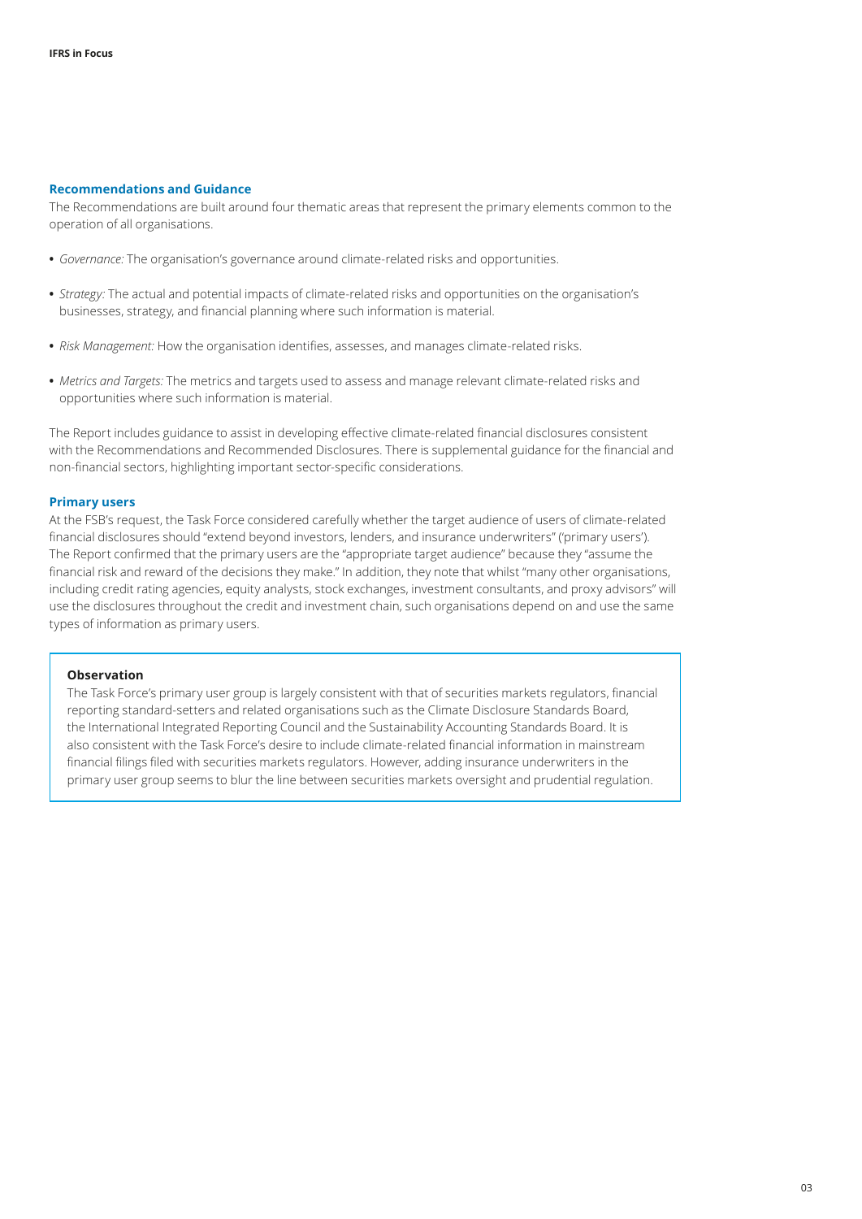### Recommendations and Guidance

The Recommendations are built around four thematic areas that represent the primary elements common to the operation of all organisations.

- *Governance:* The organisation's governance around climate-related risks and opportunities.
- *Strategy:* The actual and potential impacts of climate-related risks and opportunities on the organisation's businesses, strategy, and financial planning where such information is material.
- *Risk Management:* How the organisation identifies, assesses, and manages climate-related risks.
- *Metrics and Targets:* The metrics and targets used to assess and manage relevant climate-related risks and opportunities where such information is material.

The Report includes guidance to assist in developing effective climate-related financial disclosures consistent with the Recommendations and Recommended Disclosures. There is supplemental guidance for the financial and non-financial sectors, highlighting important sector-specific considerations.

### Primary users

At the FSB's request, the Task Force considered carefully whether the target audience of users of climate-related financial disclosures should "extend beyond investors, lenders, and insurance underwriters" ('primary users'). The Report confirmed that the primary users are the "appropriate target audience" because they "assume the financial risk and reward of the decisions they make." In addition, they note that whilst "many other organisations, including credit rating agencies, equity analysts, stock exchanges, investment consultants, and proxy advisors" will use the disclosures throughout the credit and investment chain, such organisations depend on and use the same types of information as primary users.

**Observation**

The Task Force's primary user group is largely consistent with that of securities markets regulators, financial reporting standard-setters and related organisations such as the Climate Disclosure Standards Board, the International Integrated Reporting Council and the Sustainability Accounting Standards Board. It is also consistent with the Task Force's desire to include climate-related financial information in mainstream financial filings filed with securities markets regulators. However, adding insurance underwriters in the primary user group seems to blur the line between securities markets oversight and prudential regulation.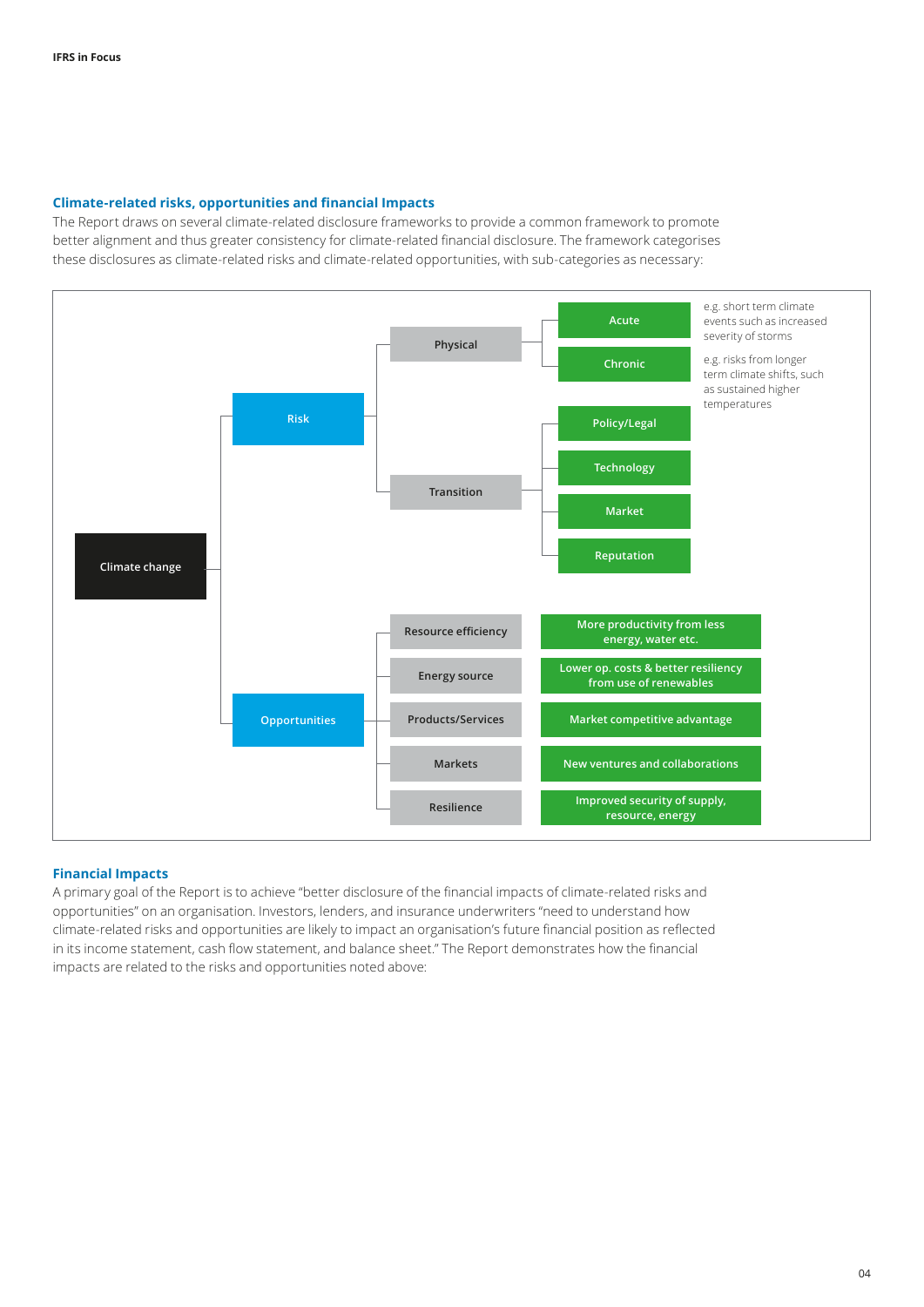## Climate-related risks, opportunities and financial Impacts

The Report draws on several climate-related disclosure frameworks to provide a common framework to promote better alignment and thus greater consistency for climate-related financial disclosure. The framework categorises these disclosures as climate-related risks and climate-related opportunities, with sub-categories as necessary:

- Climate change
  - Risk
    - Physical
      - Acute — e.g. short term climate events such as increased severity of storms
      - Chronic — e.g. risks from longer term climate shifts, such as sustained higher temperatures
    - Transition
      - Policy/Legal
      - Technology
      - Market
      - Reputation
  - Opportunities
    - Resource efficiency — More productivity from less energy, water etc.
    - Energy source — Lower op. costs & better resiliency from use of renewables
    - Products/Services — Market competitive advantage
    - Markets — New ventures and collaborations
    - Resilience — Improved security of supply, resource, energy

## Financial Impacts

A primary goal of the Report is to achieve "better disclosure of the financial impacts of climate-related risks and opportunities" on an organisation. Investors, lenders, and insurance underwriters "need to understand how climate-related risks and opportunities are likely to impact an organisation's future financial position as reflected in its income statement, cash flow statement, and balance sheet." The Report demonstrates how the financial impacts are related to the risks and opportunities noted above: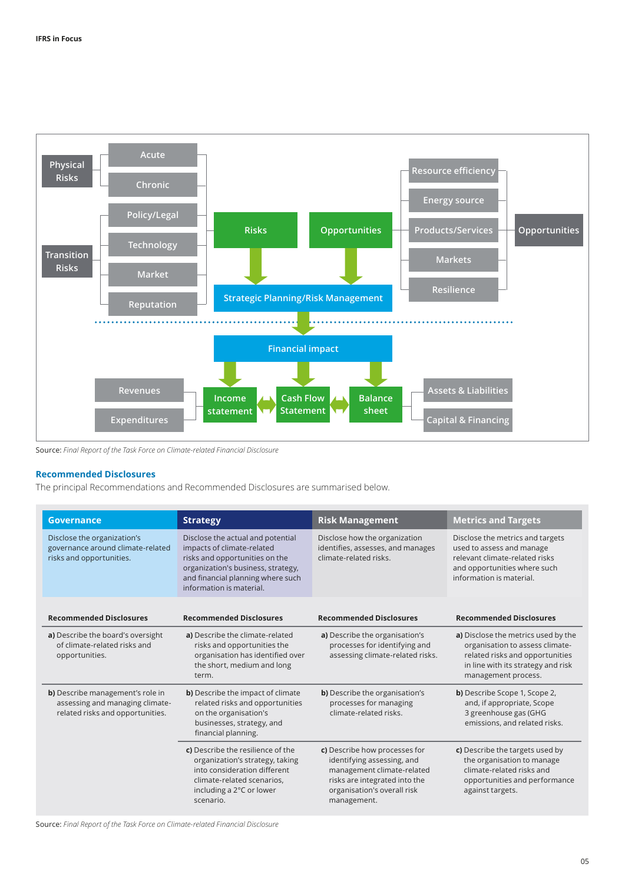Physical Risks

- Acute
- Chronic

Transition Risks

- Policy/Legal
- Technology
- Market
- Reputation

Risks → Strategic Planning/Risk Management

Opportunities → Strategic Planning/Risk Management

Opportunities

- Resource efficiency
- Energy source
- Products/Services
- Markets
- Resilience

Strategic Planning/Risk Management → Financial impact

Financial impact → Income statement ↔ Cash Flow Statement ↔ Balance sheet

Income statement:

- Revenues
- Expenditures

Balance sheet:

- Assets & Liabilities
- Capital & Financing

Source: *Final Report of the Task Force on Climate-related Financial Disclosure*

## Recommended Disclosures

The principal Recommendations and Recommended Disclosures are summarised below.

| Governance | Strategy | Risk Management | Metrics and Targets |
|---|---|---|---|
| Disclose the organization's governance around climate-related risks and opportunities. | Disclose the actual and potential impacts of climate-related risks and opportunities on the organization's business, strategy, and financial planning where such information is material. | Disclose how the organization identifies, assesses, and manages climate-related risks. | Disclose the metrics and targets used to assess and manage relevant climate-related risks and opportunities where such information is material. |
| **Recommended Disclosures** | **Recommended Disclosures** | **Recommended Disclosures** | **Recommended Disclosures** |
| **a)** Describe the board's oversight of climate-related risks and opportunities. | **a)** Describe the climate-related risks and opportunities the organisation has identified over the short, medium and long term. | **a)** Describe the organisation's processes for identifying and assessing climate-related risks. | **a)** Disclose the metrics used by the organisation to assess climate-related risks and opportunities in line with its strategy and risk management process. |
| **b)** Describe management's role in assessing and managing climate-related risks and opportunities. | **b)** Describe the impact of climate related risks and opportunities on the organisation's businesses, strategy, and financial planning. | **b)** Describe the organisation's processes for managing climate-related risks. | **b)** Describe Scope 1, Scope 2, and, if appropriate, Scope 3 greenhouse gas (GHG emissions, and related risks. |
| | **c)** Describe the resilience of the organization's strategy, taking into consideration different climate-related scenarios, including a 2°C or lower scenario. | **c)** Describe how processes for identifying assessing, and management climate-related risks are integrated into the organisation's overall risk management. | **c)** Describe the targets used by the organisation to manage climate-related risks and opportunities and performance against targets. |

Source: *Final Report of the Task Force on Climate-related Financial Disclosure*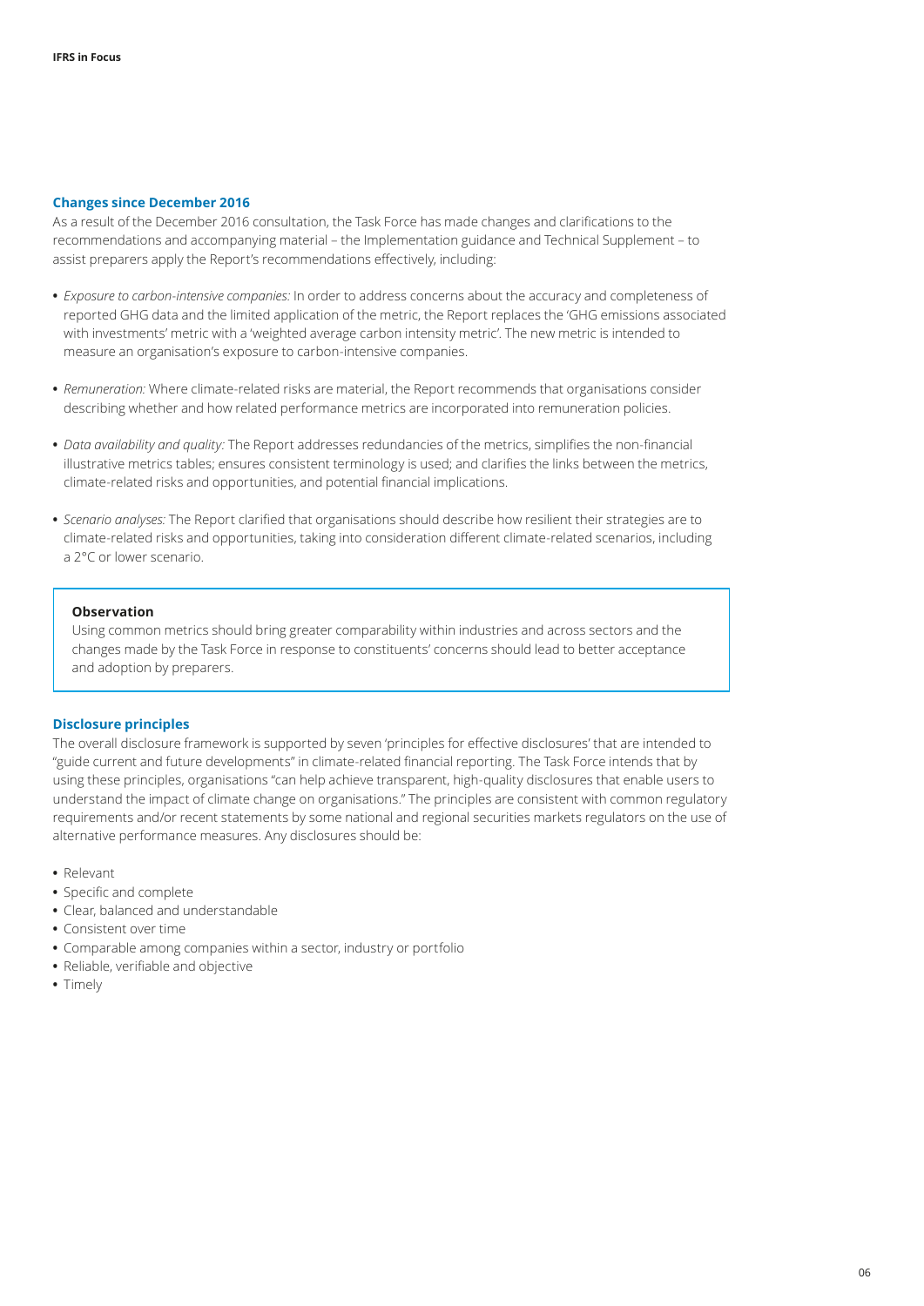## Changes since December 2016

As a result of the December 2016 consultation, the Task Force has made changes and clarifications to the recommendations and accompanying material – the Implementation guidance and Technical Supplement – to assist preparers apply the Report's recommendations effectively, including:

- *Exposure to carbon-intensive companies:* In order to address concerns about the accuracy and completeness of reported GHG data and the limited application of the metric, the Report replaces the 'GHG emissions associated with investments' metric with a 'weighted average carbon intensity metric'. The new metric is intended to measure an organisation's exposure to carbon-intensive companies.

- *Remuneration:* Where climate-related risks are material, the Report recommends that organisations consider describing whether and how related performance metrics are incorporated into remuneration policies.

- *Data availability and quality:* The Report addresses redundancies of the metrics, simplifies the non-financial illustrative metrics tables; ensures consistent terminology is used; and clarifies the links between the metrics, climate-related risks and opportunities, and potential financial implications.

- *Scenario analyses:* The Report clarified that organisations should describe how resilient their strategies are to climate-related risks and opportunities, taking into consideration different climate-related scenarios, including a 2°C or lower scenario.

> **Observation**
>
> Using common metrics should bring greater comparability within industries and across sectors and the changes made by the Task Force in response to constituents' concerns should lead to better acceptance and adoption by preparers.

## Disclosure principles

The overall disclosure framework is supported by seven 'principles for effective disclosures' that are intended to "guide current and future developments" in climate-related financial reporting. The Task Force intends that by using these principles, organisations "can help achieve transparent, high-quality disclosures that enable users to understand the impact of climate change on organisations." The principles are consistent with common regulatory requirements and/or recent statements by some national and regional securities markets regulators on the use of alternative performance measures. Any disclosures should be:

- Relevant
- Specific and complete
- Clear, balanced and understandable
- Consistent over time
- Comparable among companies within a sector, industry or portfolio
- Reliable, verifiable and objective
- Timely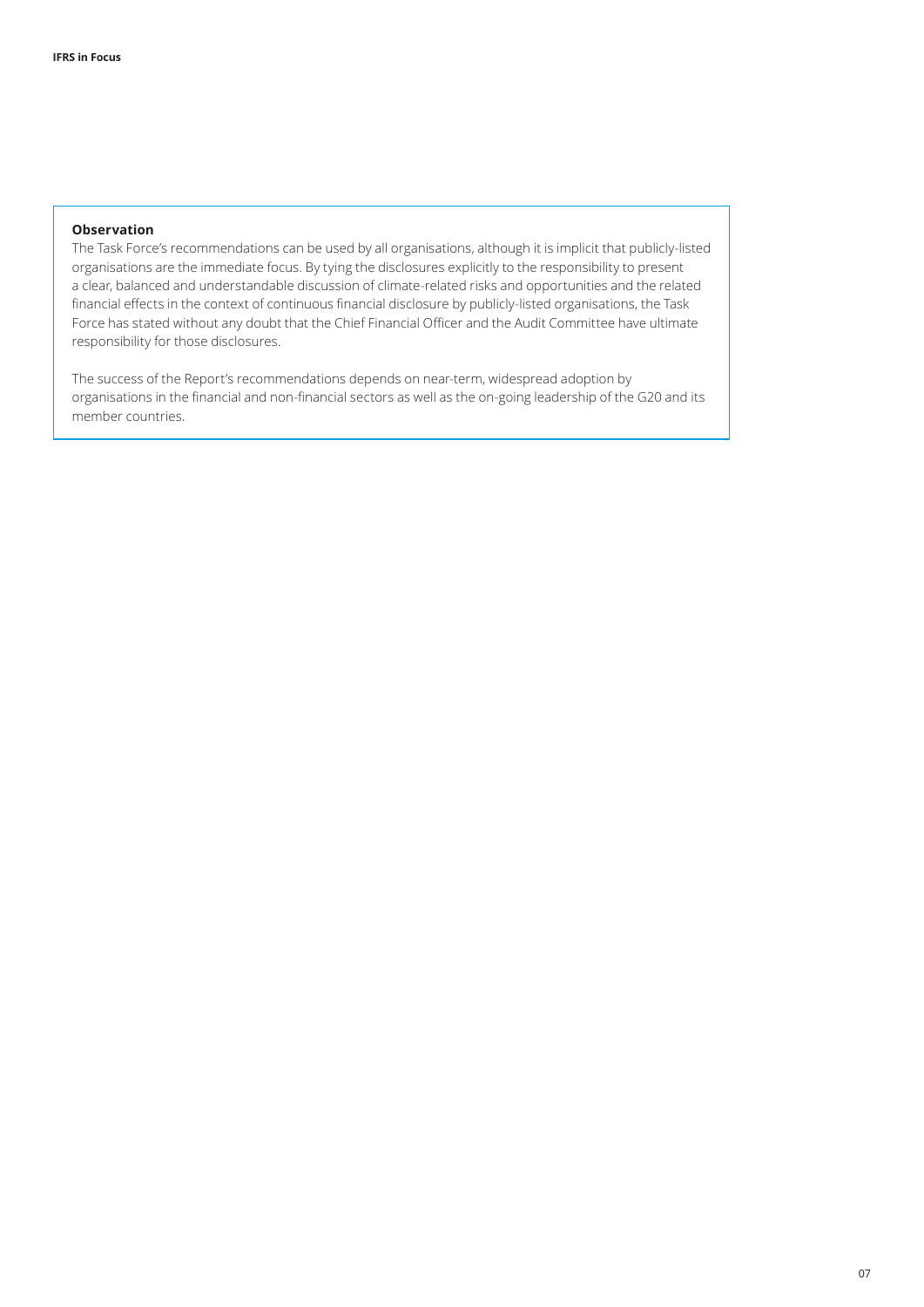**Observation**

The Task Force's recommendations can be used by all organisations, although it is implicit that publicly-listed organisations are the immediate focus. By tying the disclosures explicitly to the responsibility to present a clear, balanced and understandable discussion of climate-related risks and opportunities and the related financial effects in the context of continuous financial disclosure by publicly-listed organisations, the Task Force has stated without any doubt that the Chief Financial Officer and the Audit Committee have ultimate responsibility for those disclosures.

The success of the Report's recommendations depends on near-term, widespread adoption by organisations in the financial and non-financial sectors as well as the on-going leadership of the G20 and its member countries.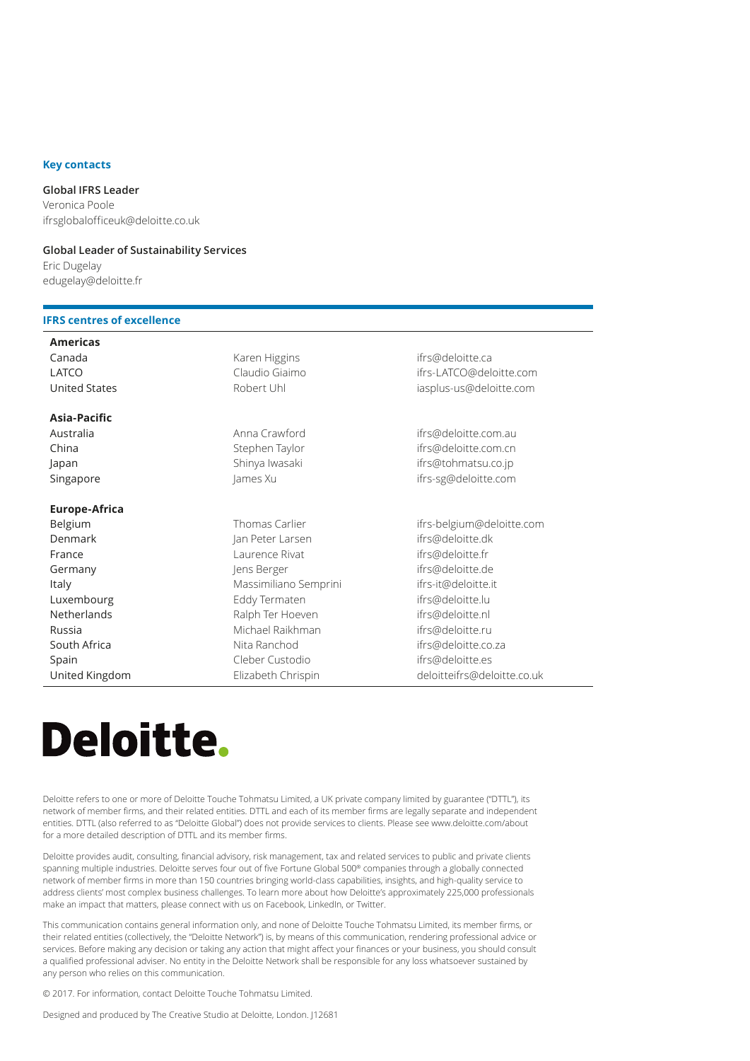### Key contacts

**Global IFRS Leader**
Veronica Poole
ifrsglobalofficeuk@deloitte.co.uk

**Global Leader of Sustainability Services**
Eric Dugelay
edugelay@deloitte.fr

### IFRS centres of excellence

| | | |
|---|---|---|
| **Americas** | | |
| Canada | Karen Higgins | ifrs@deloitte.ca |
| LATCO | Claudio Giaimo | ifrs-LATCO@deloitte.com |
| United States | Robert Uhl | iasplus-us@deloitte.com |
| **Asia-Pacific** | | |
| Australia | Anna Crawford | ifrs@deloitte.com.au |
| China | Stephen Taylor | ifrs@deloitte.com.cn |
| Japan | Shinya Iwasaki | ifrs@tohmatsu.co.jp |
| Singapore | James Xu | ifrs-sg@deloitte.com |
| **Europe-Africa** | | |
| Belgium | Thomas Carlier | ifrs-belgium@deloitte.com |
| Denmark | Jan Peter Larsen | ifrs@deloitte.dk |
| France | Laurence Rivat | ifrs@deloitte.fr |
| Germany | Jens Berger | ifrs@deloitte.de |
| Italy | Massimiliano Semprini | ifrs-it@deloitte.it |
| Luxembourg | Eddy Termaten | ifrs@deloitte.lu |
| Netherlands | Ralph Ter Hoeven | ifrs@deloitte.nl |
| Russia | Michael Raikhman | ifrs@deloitte.ru |
| South Africa | Nita Ranchod | ifrs@deloitte.co.za |
| Spain | Cleber Custodio | ifrs@deloitte.es |
| United Kingdom | Elizabeth Chrispin | deloitteifrs@deloitte.co.uk |

**Deloitte.**

Deloitte refers to one or more of Deloitte Touche Tohmatsu Limited, a UK private company limited by guarantee ("DTTL"), its network of member firms, and their related entities. DTTL and each of its member firms are legally separate and independent entities. DTTL (also referred to as "Deloitte Global") does not provide services to clients. Please see www.deloitte.com/about for a more detailed description of DTTL and its member firms.

Deloitte provides audit, consulting, financial advisory, risk management, tax and related services to public and private clients spanning multiple industries. Deloitte serves four out of five Fortune Global 500® companies through a globally connected network of member firms in more than 150 countries bringing world-class capabilities, insights, and high-quality service to address clients' most complex business challenges. To learn more about how Deloitte's approximately 225,000 professionals make an impact that matters, please connect with us on Facebook, LinkedIn, or Twitter.

This communication contains general information only, and none of Deloitte Touche Tohmatsu Limited, its member firms, or their related entities (collectively, the "Deloitte Network") is, by means of this communication, rendering professional advice or services. Before making any decision or taking any action that might affect your finances or your business, you should consult a qualified professional adviser. No entity in the Deloitte Network shall be responsible for any loss whatsoever sustained by any person who relies on this communication.

© 2017. For information, contact Deloitte Touche Tohmatsu Limited.

Designed and produced by The Creative Studio at Deloitte, London. J12681